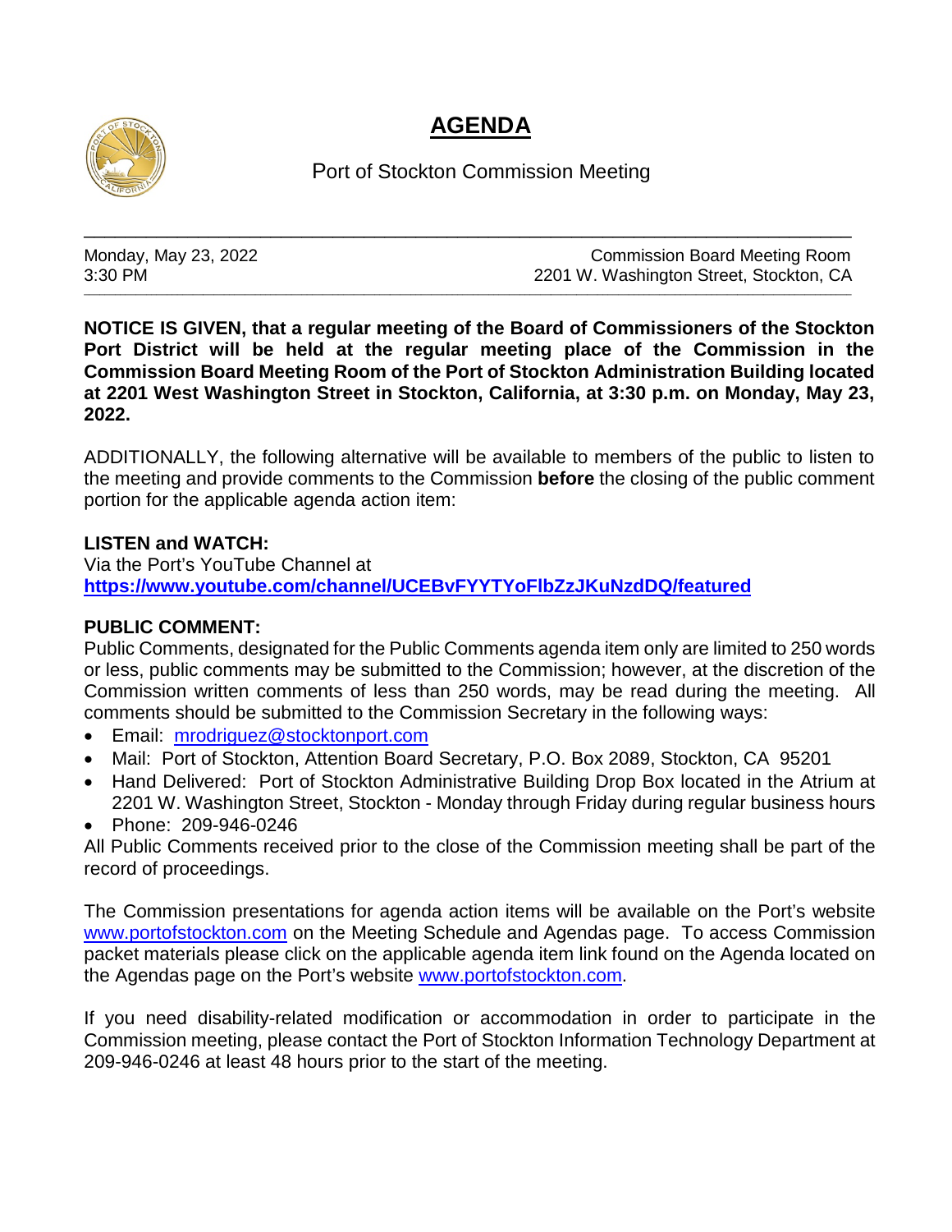# AGENDA

Port of Stockton Commission Meeting

Monday, May 23, 2022
3:30 PM

Commission Board Meeting Room
2201 W. Washington Street, Stockton, CA

**NOTICE IS GIVEN, that a regular meeting of the Board of Commissioners of the Stockton Port District will be held at the regular meeting place of the Commission in the Commission Board Meeting Room of the Port of Stockton Administration Building located at 2201 West Washington Street in Stockton, California, at 3:30 p.m. on Monday, May 23, 2022.**

ADDITIONALLY, the following alternative will be available to members of the public to listen to the meeting and provide comments to the Commission **before** the closing of the public comment portion for the applicable agenda action item:

**LISTEN and WATCH:**
Via the Port's YouTube Channel at
**https://www.youtube.com/channel/UCEBvFYYTYoFlbZzJKuNzdDQ/featured**

**PUBLIC COMMENT:**
Public Comments, designated for the Public Comments agenda item only are limited to 250 words or less, public comments may be submitted to the Commission; however, at the discretion of the Commission written comments of less than 250 words, may be read during the meeting. All comments should be submitted to the Commission Secretary in the following ways:

- Email: mrodriguez@stocktonport.com
- Mail: Port of Stockton, Attention Board Secretary, P.O. Box 2089, Stockton, CA 95201
- Hand Delivered: Port of Stockton Administrative Building Drop Box located in the Atrium at 2201 W. Washington Street, Stockton - Monday through Friday during regular business hours
- Phone: 209-946-0246

All Public Comments received prior to the close of the Commission meeting shall be part of the record of proceedings.

The Commission presentations for agenda action items will be available on the Port's website www.portofstockton.com on the Meeting Schedule and Agendas page. To access Commission packet materials please click on the applicable agenda item link found on the Agenda located on the Agendas page on the Port's website www.portofstockton.com.

If you need disability-related modification or accommodation in order to participate in the Commission meeting, please contact the Port of Stockton Information Technology Department at 209-946-0246 at least 48 hours prior to the start of the meeting.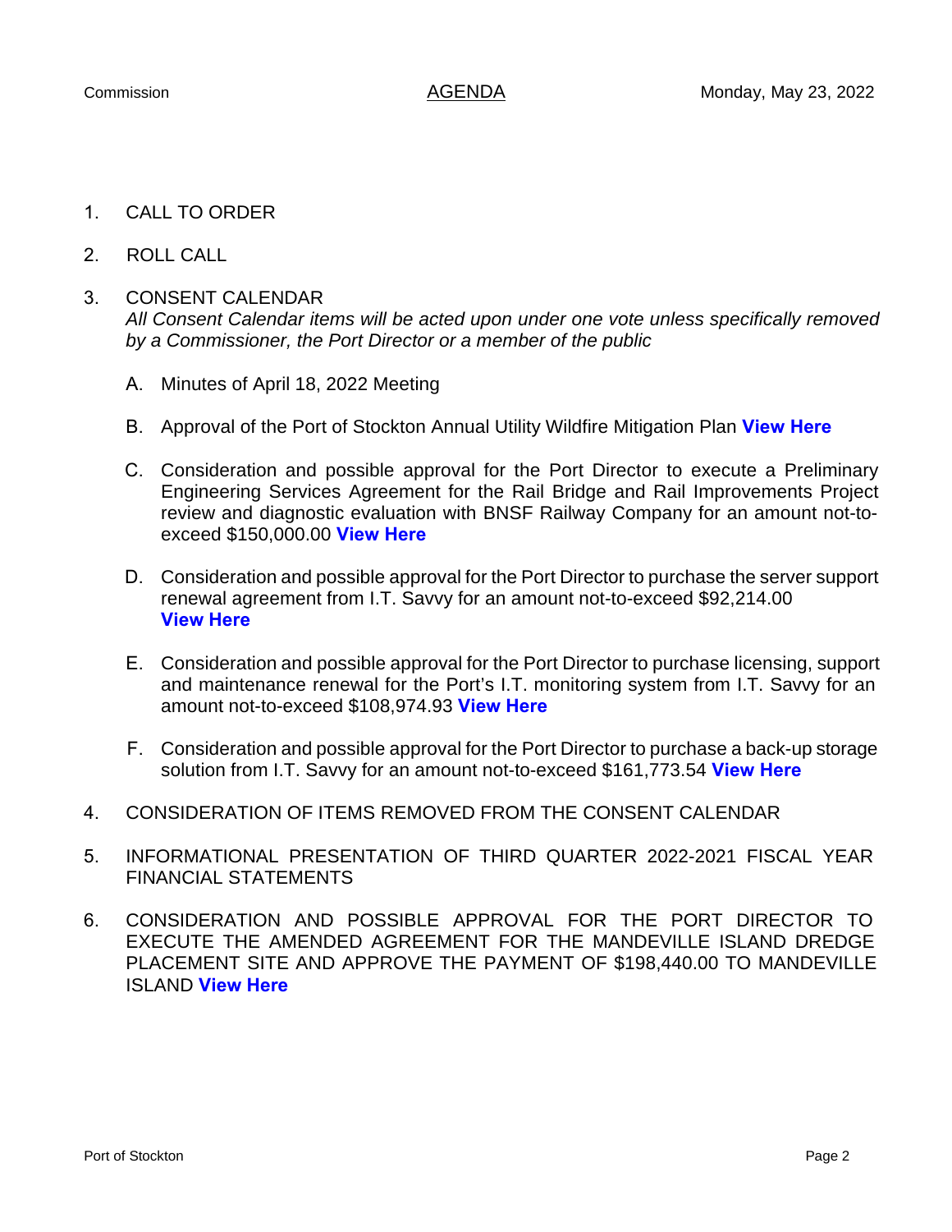Commission **AGENDA** Monday, May 23, 2022

1. CALL TO ORDER

2. ROLL CALL

3. CONSENT CALENDAR
   *All Consent Calendar items will be acted upon under one vote unless specifically removed by a Commissioner, the Port Director or a member of the public*

   A. Minutes of April 18, 2022 Meeting

   B. Approval of the Port of Stockton Annual Utility Wildfire Mitigation Plan **View Here**

   C. Consideration and possible approval for the Port Director to execute a Preliminary Engineering Services Agreement for the Rail Bridge and Rail Improvements Project review and diagnostic evaluation with BNSF Railway Company for an amount not-to-exceed $150,000.00 **View Here**

   D. Consideration and possible approval for the Port Director to purchase the server support renewal agreement from I.T. Savvy for an amount not-to-exceed $92,214.00 **View Here**

   E. Consideration and possible approval for the Port Director to purchase licensing, support and maintenance renewal for the Port's I.T. monitoring system from I.T. Savvy for an amount not-to-exceed $108,974.93 **View Here**

   F. Consideration and possible approval for the Port Director to purchase a back-up storage solution from I.T. Savvy for an amount not-to-exceed $161,773.54 **View Here**

4. CONSIDERATION OF ITEMS REMOVED FROM THE CONSENT CALENDAR

5. INFORMATIONAL PRESENTATION OF THIRD QUARTER 2022-2021 FISCAL YEAR FINANCIAL STATEMENTS

6. CONSIDERATION AND POSSIBLE APPROVAL FOR THE PORT DIRECTOR TO EXECUTE THE AMENDED AGREEMENT FOR THE MANDEVILLE ISLAND DREDGE PLACEMENT SITE AND APPROVE THE PAYMENT OF $198,440.00 TO MANDEVILLE ISLAND **View Here**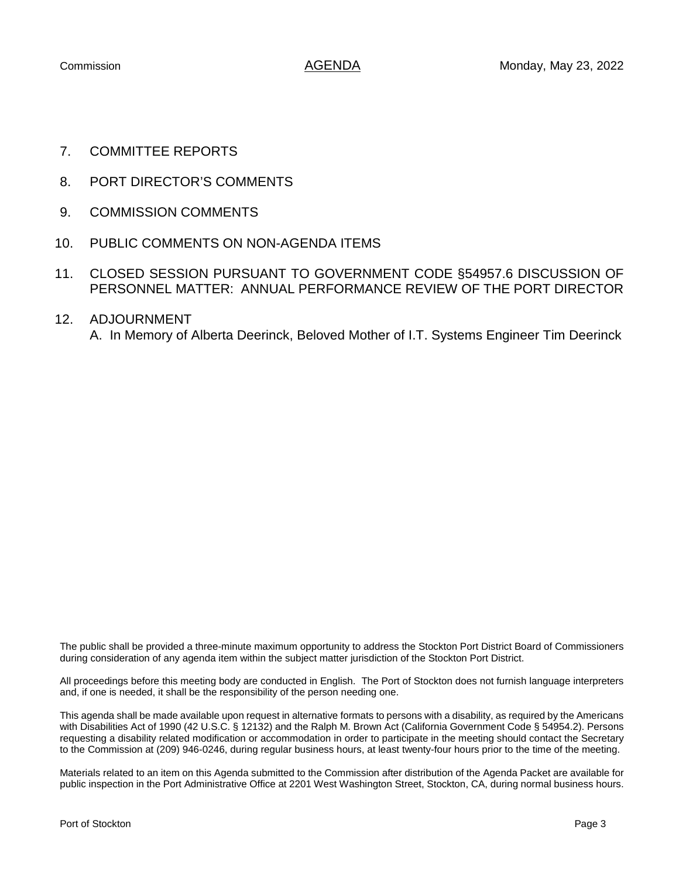7. COMMITTEE REPORTS

8. PORT DIRECTOR'S COMMENTS

9. COMMISSION COMMENTS

10. PUBLIC COMMENTS ON NON-AGENDA ITEMS

11. CLOSED SESSION PURSUANT TO GOVERNMENT CODE §54957.6 DISCUSSION OF PERSONNEL MATTER: ANNUAL PERFORMANCE REVIEW OF THE PORT DIRECTOR

12. ADJOURNMENT
    A. In Memory of Alberta Deerinck, Beloved Mother of I.T. Systems Engineer Tim Deerinck

The public shall be provided a three-minute maximum opportunity to address the Stockton Port District Board of Commissioners during consideration of any agenda item within the subject matter jurisdiction of the Stockton Port District.

All proceedings before this meeting body are conducted in English. The Port of Stockton does not furnish language interpreters and, if one is needed, it shall be the responsibility of the person needing one.

This agenda shall be made available upon request in alternative formats to persons with a disability, as required by the Americans with Disabilities Act of 1990 (42 U.S.C. § 12132) and the Ralph M. Brown Act (California Government Code § 54954.2). Persons requesting a disability related modification or accommodation in order to participate in the meeting should contact the Secretary to the Commission at (209) 946-0246, during regular business hours, at least twenty-four hours prior to the time of the meeting.

Materials related to an item on this Agenda submitted to the Commission after distribution of the Agenda Packet are available for public inspection in the Port Administrative Office at 2201 West Washington Street, Stockton, CA, during normal business hours.